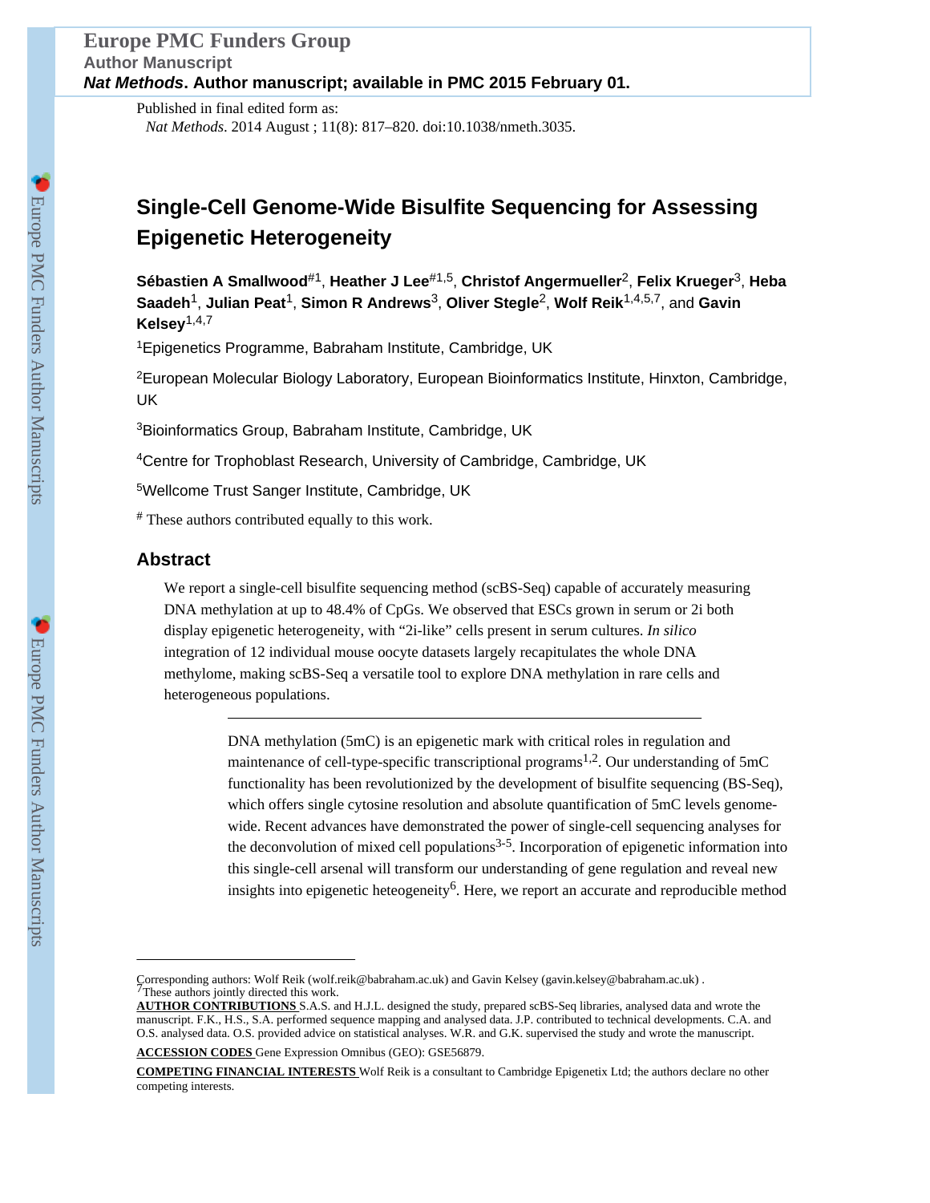Published in final edited form as:

*Nat Methods*. 2014 August ; 11(8): 817–820. doi:10.1038/nmeth.3035.

# Single-Cell Genome-Wide Bisulfite Sequencing for Assessing Epigenetic Heterogeneity

**Sébastien A Smallwood**[#1], **Heather J Lee**[#1,5], **Christof Angermueller**[2], **Felix Krueger**[3], **Heba Saadeh**[1], **Julian Peat**[1], **Simon R Andrews**[3], **Oliver Stegle**[2], **Wolf Reik**[1,4,5,7], and **Gavin Kelsey**[1,4,7]

[1]Epigenetics Programme, Babraham Institute, Cambridge, UK

[2]European Molecular Biology Laboratory, European Bioinformatics Institute, Hinxton, Cambridge, UK

[3]Bioinformatics Group, Babraham Institute, Cambridge, UK

[4]Centre for Trophoblast Research, University of Cambridge, Cambridge, UK

[5]Wellcome Trust Sanger Institute, Cambridge, UK

[#] These authors contributed equally to this work.

## Abstract

We report a single-cell bisulfite sequencing method (scBS-Seq) capable of accurately measuring DNA methylation at up to 48.4% of CpGs. We observed that ESCs grown in serum or 2i both display epigenetic heterogeneity, with "2i-like" cells present in serum cultures. *In silico* integration of 12 individual mouse oocyte datasets largely recapitulates the whole DNA methylome, making scBS-Seq a versatile tool to explore DNA methylation in rare cells and heterogeneous populations.

---

DNA methylation (5mC) is an epigenetic mark with critical roles in regulation and maintenance of cell-type-specific transcriptional programs[1,2]. Our understanding of 5mC functionality has been revolutionized by the development of bisulfite sequencing (BS-Seq), which offers single cytosine resolution and absolute quantification of 5mC levels genome-wide. Recent advances have demonstrated the power of single-cell sequencing analyses for the deconvolution of mixed cell populations[3-5]. Incorporation of epigenetic information into this single-cell arsenal will transform our understanding of gene regulation and reveal new insights into epigenetic heteogeneity[6]. Here, we report an accurate and reproducible method

---

Corresponding authors: Wolf Reik (wolf.reik@babraham.ac.uk) and Gavin Kelsey (gavin.kelsey@babraham.ac.uk) .
[7]These authors jointly directed this work.

**AUTHOR CONTRIBUTIONS** S.A.S. and H.J.L. designed the study, prepared scBS-Seq libraries, analysed data and wrote the manuscript. F.K., H.S., S.A. performed sequence mapping and analysed data. J.P. contributed to technical developments. C.A. and O.S. analysed data. O.S. provided advice on statistical analyses. W.R. and G.K. supervised the study and wrote the manuscript.

**ACCESSION CODES** Gene Expression Omnibus (GEO): GSE56879.

**COMPETING FINANCIAL INTERESTS** Wolf Reik is a consultant to Cambridge Epigenetix Ltd; the authors declare no other competing interests.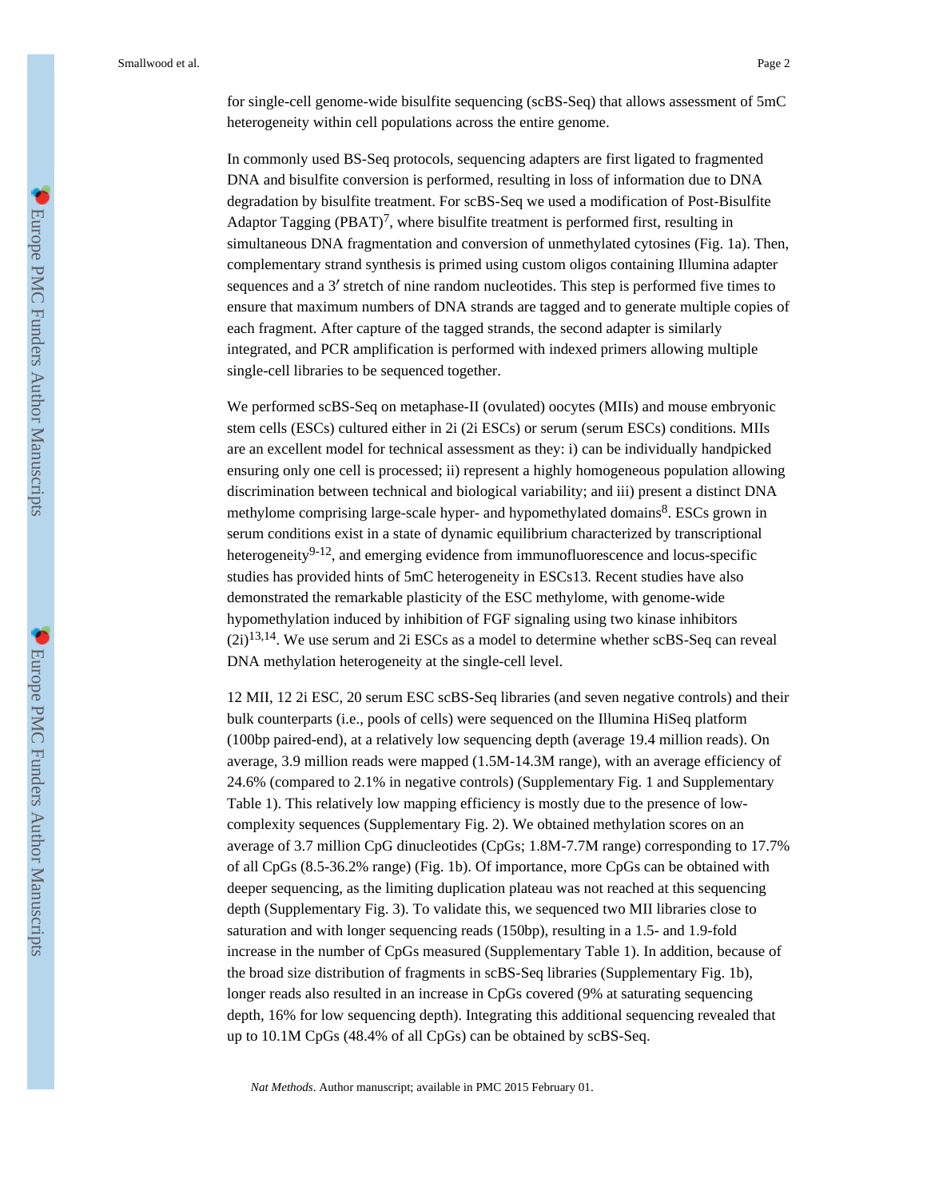for single-cell genome-wide bisulfite sequencing (scBS-Seq) that allows assessment of 5mC heterogeneity within cell populations across the entire genome.

In commonly used BS-Seq protocols, sequencing adapters are first ligated to fragmented DNA and bisulfite conversion is performed, resulting in loss of information due to DNA degradation by bisulfite treatment. For scBS-Seq we used a modification of Post-Bisulfite Adaptor Tagging (PBAT)[7], where bisulfite treatment is performed first, resulting in simultaneous DNA fragmentation and conversion of unmethylated cytosines (Fig. 1a). Then, complementary strand synthesis is primed using custom oligos containing Illumina adapter sequences and a 3′ stretch of nine random nucleotides. This step is performed five times to ensure that maximum numbers of DNA strands are tagged and to generate multiple copies of each fragment. After capture of the tagged strands, the second adapter is similarly integrated, and PCR amplification is performed with indexed primers allowing multiple single-cell libraries to be sequenced together.

We performed scBS-Seq on metaphase-II (ovulated) oocytes (MIIs) and mouse embryonic stem cells (ESCs) cultured either in 2i (2i ESCs) or serum (serum ESCs) conditions. MIIs are an excellent model for technical assessment as they: i) can be individually handpicked ensuring only one cell is processed; ii) represent a highly homogeneous population allowing discrimination between technical and biological variability; and iii) present a distinct DNA methylome comprising large-scale hyper- and hypomethylated domains[8]. ESCs grown in serum conditions exist in a state of dynamic equilibrium characterized by transcriptional heterogeneity[9-12], and emerging evidence from immunofluorescence and locus-specific studies has provided hints of 5mC heterogeneity in ESCs13. Recent studies have also demonstrated the remarkable plasticity of the ESC methylome, with genome-wide hypomethylation induced by inhibition of FGF signaling using two kinase inhibitors (2i)[13,14]. We use serum and 2i ESCs as a model to determine whether scBS-Seq can reveal DNA methylation heterogeneity at the single-cell level.

12 MII, 12 2i ESC, 20 serum ESC scBS-Seq libraries (and seven negative controls) and their bulk counterparts (i.e., pools of cells) were sequenced on the Illumina HiSeq platform (100bp paired-end), at a relatively low sequencing depth (average 19.4 million reads). On average, 3.9 million reads were mapped (1.5M-14.3M range), with an average efficiency of 24.6% (compared to 2.1% in negative controls) (Supplementary Fig. 1 and Supplementary Table 1). This relatively low mapping efficiency is mostly due to the presence of low-complexity sequences (Supplementary Fig. 2). We obtained methylation scores on an average of 3.7 million CpG dinucleotides (CpGs; 1.8M-7.7M range) corresponding to 17.7% of all CpGs (8.5-36.2% range) (Fig. 1b). Of importance, more CpGs can be obtained with deeper sequencing, as the limiting duplication plateau was not reached at this sequencing depth (Supplementary Fig. 3). To validate this, we sequenced two MII libraries close to saturation and with longer sequencing reads (150bp), resulting in a 1.5- and 1.9-fold increase in the number of CpGs measured (Supplementary Table 1). In addition, because of the broad size distribution of fragments in scBS-Seq libraries (Supplementary Fig. 1b), longer reads also resulted in an increase in CpGs covered (9% at saturating sequencing depth, 16% for low sequencing depth). Integrating this additional sequencing revealed that up to 10.1M CpGs (48.4% of all CpGs) can be obtained by scBS-Seq.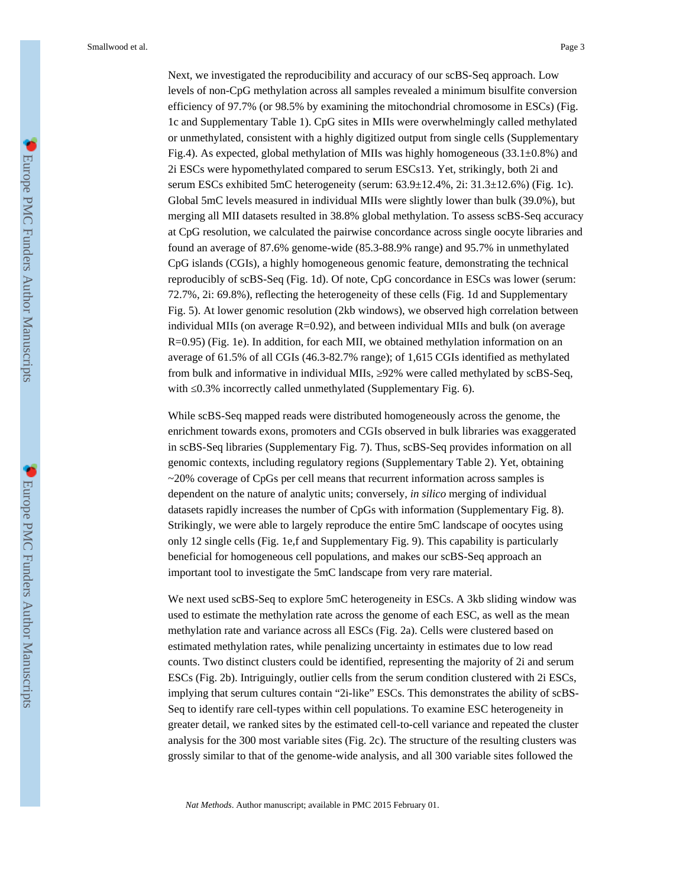Next, we investigated the reproducibility and accuracy of our scBS-Seq approach. Low levels of non-CpG methylation across all samples revealed a minimum bisulfite conversion efficiency of 97.7% (or 98.5% by examining the mitochondrial chromosome in ESCs) (Fig. 1c and Supplementary Table 1). CpG sites in MIIs were overwhelmingly called methylated or unmethylated, consistent with a highly digitized output from single cells (Supplementary Fig.4). As expected, global methylation of MIIs was highly homogeneous (33.1±0.8%) and 2i ESCs were hypomethylated compared to serum ESCs13. Yet, strikingly, both 2i and serum ESCs exhibited 5mC heterogeneity (serum: 63.9±12.4%, 2i: 31.3±12.6%) (Fig. 1c). Global 5mC levels measured in individual MIIs were slightly lower than bulk (39.0%), but merging all MII datasets resulted in 38.8% global methylation. To assess scBS-Seq accuracy at CpG resolution, we calculated the pairwise concordance across single oocyte libraries and found an average of 87.6% genome-wide (85.3-88.9% range) and 95.7% in unmethylated CpG islands (CGIs), a highly homogeneous genomic feature, demonstrating the technical reproducibly of scBS-Seq (Fig. 1d). Of note, CpG concordance in ESCs was lower (serum: 72.7%, 2i: 69.8%), reflecting the heterogeneity of these cells (Fig. 1d and Supplementary Fig. 5). At lower genomic resolution (2kb windows), we observed high correlation between individual MIIs (on average R=0.92), and between individual MIIs and bulk (on average R=0.95) (Fig. 1e). In addition, for each MII, we obtained methylation information on an average of 61.5% of all CGIs (46.3-82.7% range); of 1,615 CGIs identified as methylated from bulk and informative in individual MIIs, ≥92% were called methylated by scBS-Seq, with ≤0.3% incorrectly called unmethylated (Supplementary Fig. 6).

While scBS-Seq mapped reads were distributed homogeneously across the genome, the enrichment towards exons, promoters and CGIs observed in bulk libraries was exaggerated in scBS-Seq libraries (Supplementary Fig. 7). Thus, scBS-Seq provides information on all genomic contexts, including regulatory regions (Supplementary Table 2). Yet, obtaining ~20% coverage of CpGs per cell means that recurrent information across samples is dependent on the nature of analytic units; conversely, *in silico* merging of individual datasets rapidly increases the number of CpGs with information (Supplementary Fig. 8). Strikingly, we were able to largely reproduce the entire 5mC landscape of oocytes using only 12 single cells (Fig. 1e,f and Supplementary Fig. 9). This capability is particularly beneficial for homogeneous cell populations, and makes our scBS-Seq approach an important tool to investigate the 5mC landscape from very rare material.

We next used scBS-Seq to explore 5mC heterogeneity in ESCs. A 3kb sliding window was used to estimate the methylation rate across the genome of each ESC, as well as the mean methylation rate and variance across all ESCs (Fig. 2a). Cells were clustered based on estimated methylation rates, while penalizing uncertainty in estimates due to low read counts. Two distinct clusters could be identified, representing the majority of 2i and serum ESCs (Fig. 2b). Intriguingly, outlier cells from the serum condition clustered with 2i ESCs, implying that serum cultures contain "2i-like" ESCs. This demonstrates the ability of scBS-Seq to identify rare cell-types within cell populations. To examine ESC heterogeneity in greater detail, we ranked sites by the estimated cell-to-cell variance and repeated the cluster analysis for the 300 most variable sites (Fig. 2c). The structure of the resulting clusters was grossly similar to that of the genome-wide analysis, and all 300 variable sites followed the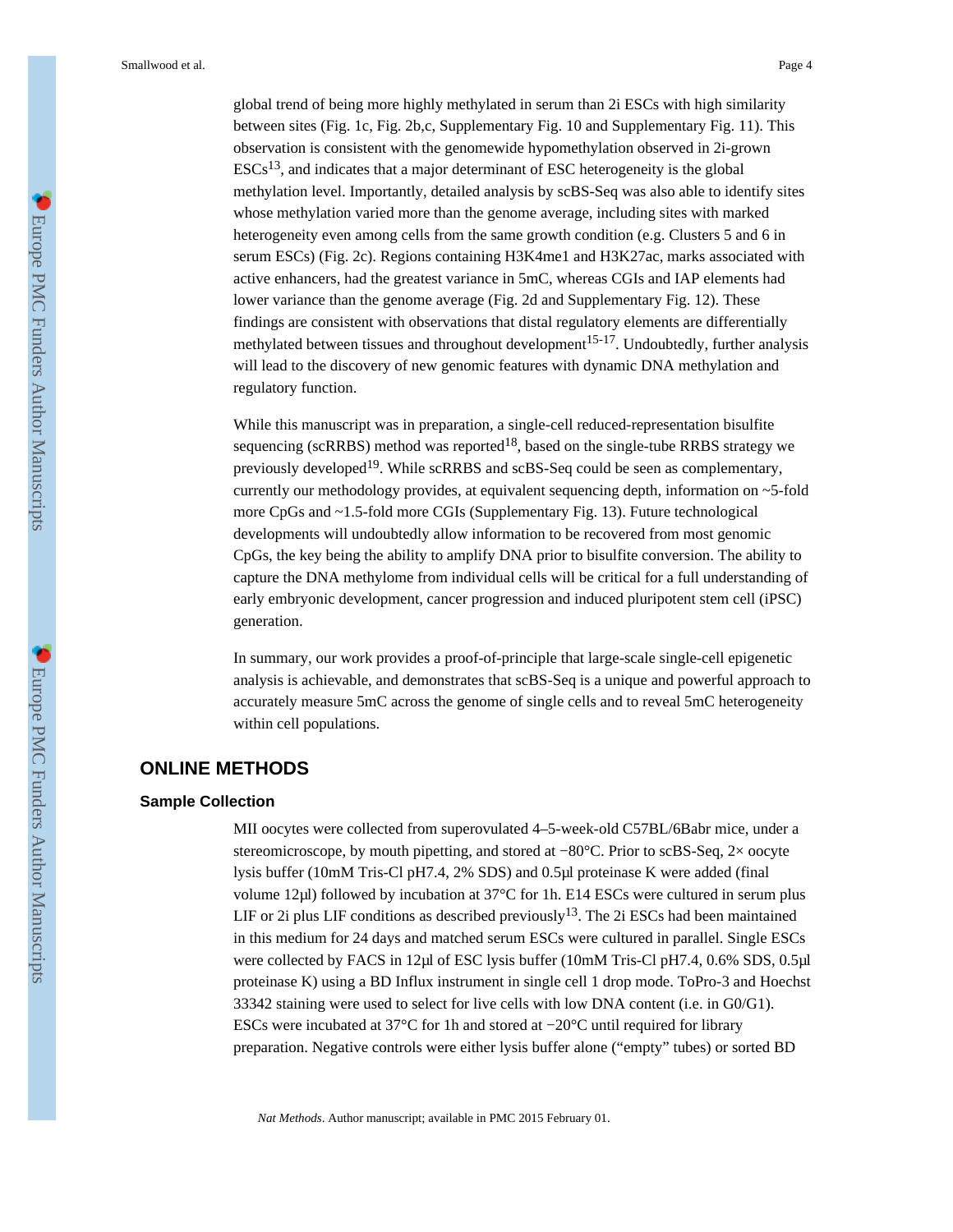global trend of being more highly methylated in serum than 2i ESCs with high similarity between sites (Fig. 1c, Fig. 2b,c, Supplementary Fig. 10 and Supplementary Fig. 11). This observation is consistent with the genomewide hypomethylation observed in 2i-grown ESCs[13], and indicates that a major determinant of ESC heterogeneity is the global methylation level. Importantly, detailed analysis by scBS-Seq was also able to identify sites whose methylation varied more than the genome average, including sites with marked heterogeneity even among cells from the same growth condition (e.g. Clusters 5 and 6 in serum ESCs) (Fig. 2c). Regions containing H3K4me1 and H3K27ac, marks associated with active enhancers, had the greatest variance in 5mC, whereas CGIs and IAP elements had lower variance than the genome average (Fig. 2d and Supplementary Fig. 12). These findings are consistent with observations that distal regulatory elements are differentially methylated between tissues and throughout development[15-17]. Undoubtedly, further analysis will lead to the discovery of new genomic features with dynamic DNA methylation and regulatory function.

While this manuscript was in preparation, a single-cell reduced-representation bisulfite sequencing (scRRBS) method was reported[18], based on the single-tube RRBS strategy we previously developed[19]. While scRRBS and scBS-Seq could be seen as complementary, currently our methodology provides, at equivalent sequencing depth, information on ~5-fold more CpGs and ~1.5-fold more CGIs (Supplementary Fig. 13). Future technological developments will undoubtedly allow information to be recovered from most genomic CpGs, the key being the ability to amplify DNA prior to bisulfite conversion. The ability to capture the DNA methylome from individual cells will be critical for a full understanding of early embryonic development, cancer progression and induced pluripotent stem cell (iPSC) generation.

In summary, our work provides a proof-of-principle that large-scale single-cell epigenetic analysis is achievable, and demonstrates that scBS-Seq is a unique and powerful approach to accurately measure 5mC across the genome of single cells and to reveal 5mC heterogeneity within cell populations.

## ONLINE METHODS

### Sample Collection

MII oocytes were collected from superovulated 4–5-week-old C57BL/6Babr mice, under a stereomicroscope, by mouth pipetting, and stored at −80°C. Prior to scBS-Seq, 2× oocyte lysis buffer (10mM Tris-Cl pH7.4, 2% SDS) and 0.5μl proteinase K were added (final volume 12μl) followed by incubation at 37°C for 1h. E14 ESCs were cultured in serum plus LIF or 2i plus LIF conditions as described previously[13]. The 2i ESCs had been maintained in this medium for 24 days and matched serum ESCs were cultured in parallel. Single ESCs were collected by FACS in 12μl of ESC lysis buffer (10mM Tris-Cl pH7.4, 0.6% SDS, 0.5μl proteinase K) using a BD Influx instrument in single cell 1 drop mode. ToPro-3 and Hoechst 33342 staining were used to select for live cells with low DNA content (i.e. in G0/G1). ESCs were incubated at 37°C for 1h and stored at −20°C until required for library preparation. Negative controls were either lysis buffer alone ("empty" tubes) or sorted BD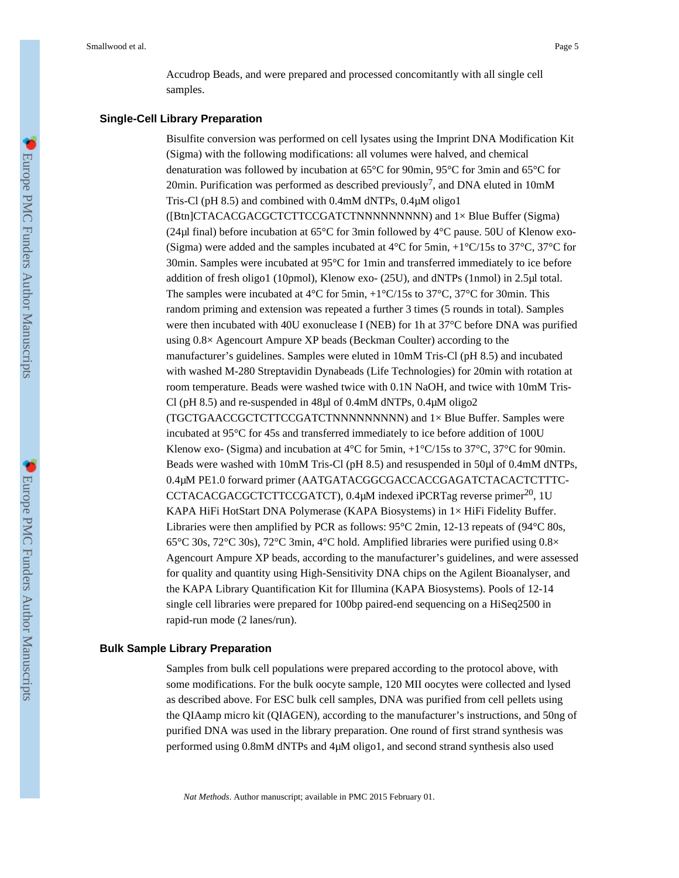Accudrop Beads, and were prepared and processed concomitantly with all single cell samples.

## Single-Cell Library Preparation

Bisulfite conversion was performed on cell lysates using the Imprint DNA Modification Kit (Sigma) with the following modifications: all volumes were halved, and chemical denaturation was followed by incubation at 65°C for 90min, 95°C for 3min and 65°C for 20min. Purification was performed as described previously[7], and DNA eluted in 10mM Tris-Cl (pH 8.5) and combined with 0.4mM dNTPs, 0.4μM oligo1 ([Btn]CTACACGACGCTCTTCCGATCTNNNNNNNNN) and 1× Blue Buffer (Sigma) (24μl final) before incubation at 65°C for 3min followed by 4°C pause. 50U of Klenow exo- (Sigma) were added and the samples incubated at 4°C for 5min, +1°C/15s to 37°C, 37°C for 30min. Samples were incubated at 95°C for 1min and transferred immediately to ice before addition of fresh oligo1 (10pmol), Klenow exo- (25U), and dNTPs (1nmol) in 2.5μl total. The samples were incubated at 4°C for 5min, +1°C/15s to 37°C, 37°C for 30min. This random priming and extension was repeated a further 3 times (5 rounds in total). Samples were then incubated with 40U exonuclease I (NEB) for 1h at 37°C before DNA was purified using 0.8× Agencourt Ampure XP beads (Beckman Coulter) according to the manufacturer's guidelines. Samples were eluted in 10mM Tris-Cl (pH 8.5) and incubated with washed M-280 Streptavidin Dynabeads (Life Technologies) for 20min with rotation at room temperature. Beads were washed twice with 0.1N NaOH, and twice with 10mM Tris-Cl (pH 8.5) and re-suspended in 48μl of 0.4mM dNTPs, 0.4μM oligo2 (TGCTGAACCGCTCTTCCGATCTNNNNNNNNN) and 1× Blue Buffer. Samples were incubated at 95°C for 45s and transferred immediately to ice before addition of 100U Klenow exo- (Sigma) and incubation at 4°C for 5min, +1°C/15s to 37°C, 37°C for 90min. Beads were washed with 10mM Tris-Cl (pH 8.5) and resuspended in 50μl of 0.4mM dNTPs, 0.4μM PE1.0 forward primer (AATGATACGGCGACCACCGAGATCTACACTCTTTC-CCTACACGACGCTCTTCCGATCT), 0.4μM indexed iPCRTag reverse primer[20], 1U KAPA HiFi HotStart DNA Polymerase (KAPA Biosystems) in 1× HiFi Fidelity Buffer. Libraries were then amplified by PCR as follows: 95°C 2min, 12-13 repeats of (94°C 80s, 65°C 30s, 72°C 30s), 72°C 3min, 4°C hold. Amplified libraries were purified using 0.8× Agencourt Ampure XP beads, according to the manufacturer's guidelines, and were assessed for quality and quantity using High-Sensitivity DNA chips on the Agilent Bioanalyser, and the KAPA Library Quantification Kit for Illumina (KAPA Biosystems). Pools of 12-14 single cell libraries were prepared for 100bp paired-end sequencing on a HiSeq2500 in rapid-run mode (2 lanes/run).

## Bulk Sample Library Preparation

Samples from bulk cell populations were prepared according to the protocol above, with some modifications. For the bulk oocyte sample, 120 MII oocytes were collected and lysed as described above. For ESC bulk cell samples, DNA was purified from cell pellets using the QIAamp micro kit (QIAGEN), according to the manufacturer's instructions, and 50ng of purified DNA was used in the library preparation. One round of first strand synthesis was performed using 0.8mM dNTPs and 4μM oligo1, and second strand synthesis also used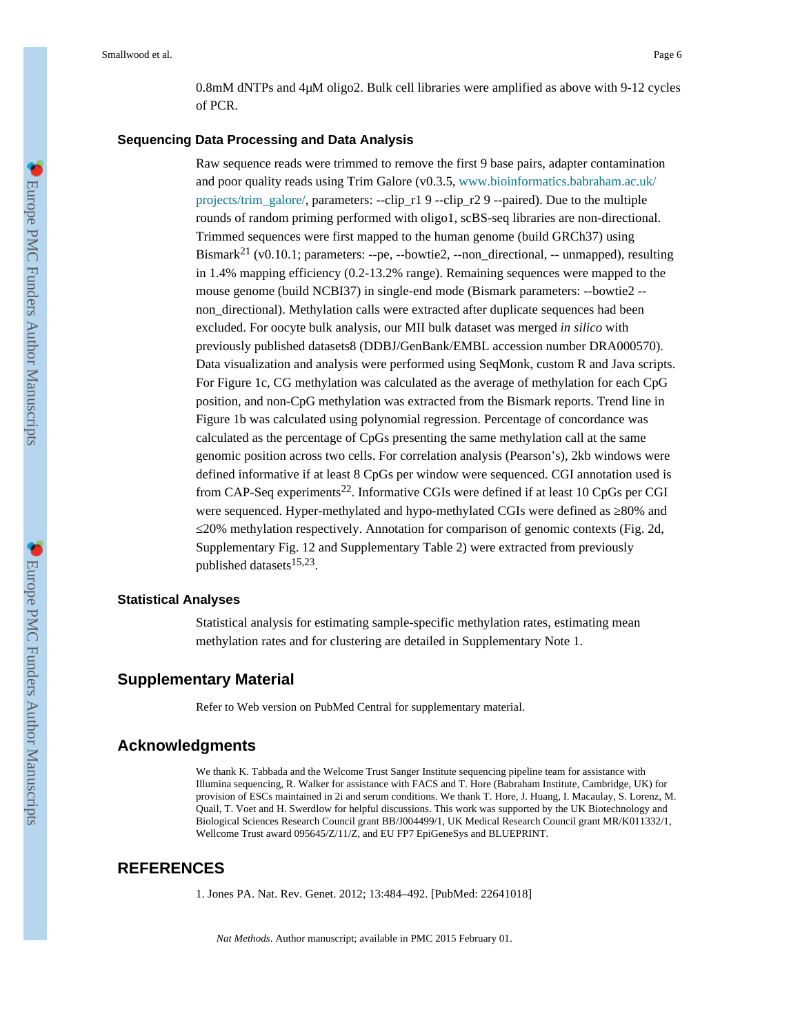0.8mM dNTPs and 4μM oligo2. Bulk cell libraries were amplified as above with 9-12 cycles of PCR.

### Sequencing Data Processing and Data Analysis

Raw sequence reads were trimmed to remove the first 9 base pairs, adapter contamination and poor quality reads using Trim Galore (v0.3.5, www.bioinformatics.babraham.ac.uk/projects/trim_galore/, parameters: --clip_r1 9 --clip_r2 9 --paired). Due to the multiple rounds of random priming performed with oligo1, scBS-seq libraries are non-directional. Trimmed sequences were first mapped to the human genome (build GRCh37) using Bismark[21] (v0.10.1; parameters: --pe, --bowtie2, --non_directional, -- unmapped), resulting in 1.4% mapping efficiency (0.2-13.2% range). Remaining sequences were mapped to the mouse genome (build NCBI37) in single-end mode (Bismark parameters: --bowtie2 --non_directional). Methylation calls were extracted after duplicate sequences had been excluded. For oocyte bulk analysis, our MII bulk dataset was merged *in silico* with previously published datasets8 (DDBJ/GenBank/EMBL accession number DRA000570). Data visualization and analysis were performed using SeqMonk, custom R and Java scripts. For Figure 1c, CG methylation was calculated as the average of methylation for each CpG position, and non-CpG methylation was extracted from the Bismark reports. Trend line in Figure 1b was calculated using polynomial regression. Percentage of concordance was calculated as the percentage of CpGs presenting the same methylation call at the same genomic position across two cells. For correlation analysis (Pearson's), 2kb windows were defined informative if at least 8 CpGs per window were sequenced. CGI annotation used is from CAP-Seq experiments[22]. Informative CGIs were defined if at least 10 CpGs per CGI were sequenced. Hyper-methylated and hypo-methylated CGIs were defined as ≥80% and ≤20% methylation respectively. Annotation for comparison of genomic contexts (Fig. 2d, Supplementary Fig. 12 and Supplementary Table 2) were extracted from previously published datasets[15,23].

### Statistical Analyses

Statistical analysis for estimating sample-specific methylation rates, estimating mean methylation rates and for clustering are detailed in Supplementary Note 1.

## Supplementary Material

Refer to Web version on PubMed Central for supplementary material.

## Acknowledgments

We thank K. Tabbada and the Welcome Trust Sanger Institute sequencing pipeline team for assistance with Illumina sequencing, R. Walker for assistance with FACS and T. Hore (Babraham Institute, Cambridge, UK) for provision of ESCs maintained in 2i and serum conditions. We thank T. Hore, J. Huang, I. Macaulay, S. Lorenz, M. Quail, T. Voet and H. Swerdlow for helpful discussions. This work was supported by the UK Biotechnology and Biological Sciences Research Council grant BB/J004499/1, UK Medical Research Council grant MR/K011332/1, Wellcome Trust award 095645/Z/11/Z, and EU FP7 EpiGeneSys and BLUEPRINT.

## REFERENCES

1. Jones PA. Nat. Rev. Genet. 2012; 13:484–492. [PubMed: 22641018]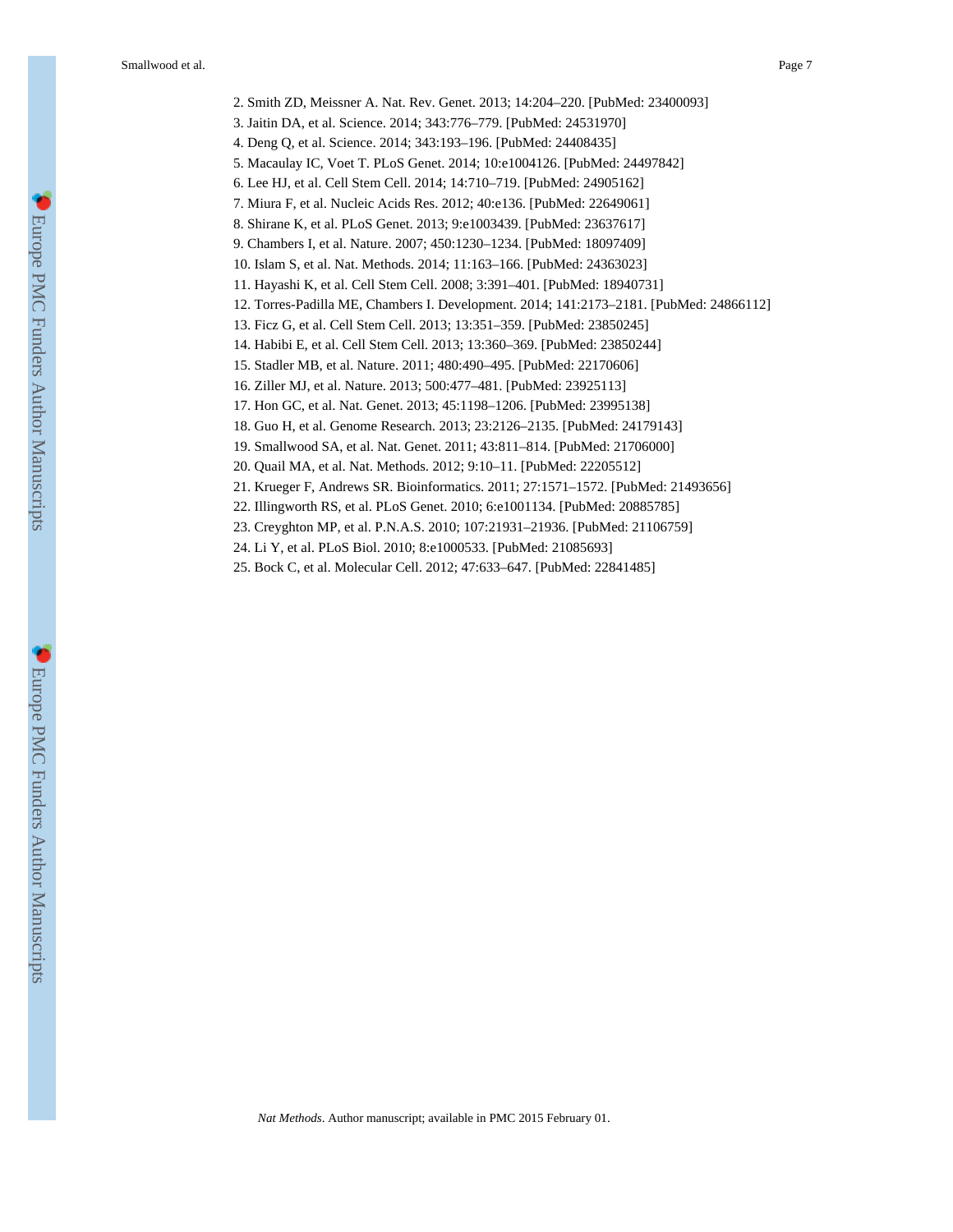2. Smith ZD, Meissner A. Nat. Rev. Genet. 2013; 14:204–220. [PubMed: 23400093]
3. Jaitin DA, et al. Science. 2014; 343:776–779. [PubMed: 24531970]
4. Deng Q, et al. Science. 2014; 343:193–196. [PubMed: 24408435]
5. Macaulay IC, Voet T. PLoS Genet. 2014; 10:e1004126. [PubMed: 24497842]
6. Lee HJ, et al. Cell Stem Cell. 2014; 14:710–719. [PubMed: 24905162]
7. Miura F, et al. Nucleic Acids Res. 2012; 40:e136. [PubMed: 22649061]
8. Shirane K, et al. PLoS Genet. 2013; 9:e1003439. [PubMed: 23637617]
9. Chambers I, et al. Nature. 2007; 450:1230–1234. [PubMed: 18097409]
10. Islam S, et al. Nat. Methods. 2014; 11:163–166. [PubMed: 24363023]
11. Hayashi K, et al. Cell Stem Cell. 2008; 3:391–401. [PubMed: 18940731]
12. Torres-Padilla ME, Chambers I. Development. 2014; 141:2173–2181. [PubMed: 24866112]
13. Ficz G, et al. Cell Stem Cell. 2013; 13:351–359. [PubMed: 23850245]
14. Habibi E, et al. Cell Stem Cell. 2013; 13:360–369. [PubMed: 23850244]
15. Stadler MB, et al. Nature. 2011; 480:490–495. [PubMed: 22170606]
16. Ziller MJ, et al. Nature. 2013; 500:477–481. [PubMed: 23925113]
17. Hon GC, et al. Nat. Genet. 2013; 45:1198–1206. [PubMed: 23995138]
18. Guo H, et al. Genome Research. 2013; 23:2126–2135. [PubMed: 24179143]
19. Smallwood SA, et al. Nat. Genet. 2011; 43:811–814. [PubMed: 21706000]
20. Quail MA, et al. Nat. Methods. 2012; 9:10–11. [PubMed: 22205512]
21. Krueger F, Andrews SR. Bioinformatics. 2011; 27:1571–1572. [PubMed: 21493656]
22. Illingworth RS, et al. PLoS Genet. 2010; 6:e1001134. [PubMed: 20885785]
23. Creyghton MP, et al. P.N.A.S. 2010; 107:21931–21936. [PubMed: 21106759]
24. Li Y, et al. PLoS Biol. 2010; 8:e1000533. [PubMed: 21085693]
25. Bock C, et al. Molecular Cell. 2012; 47:633–647. [PubMed: 22841485]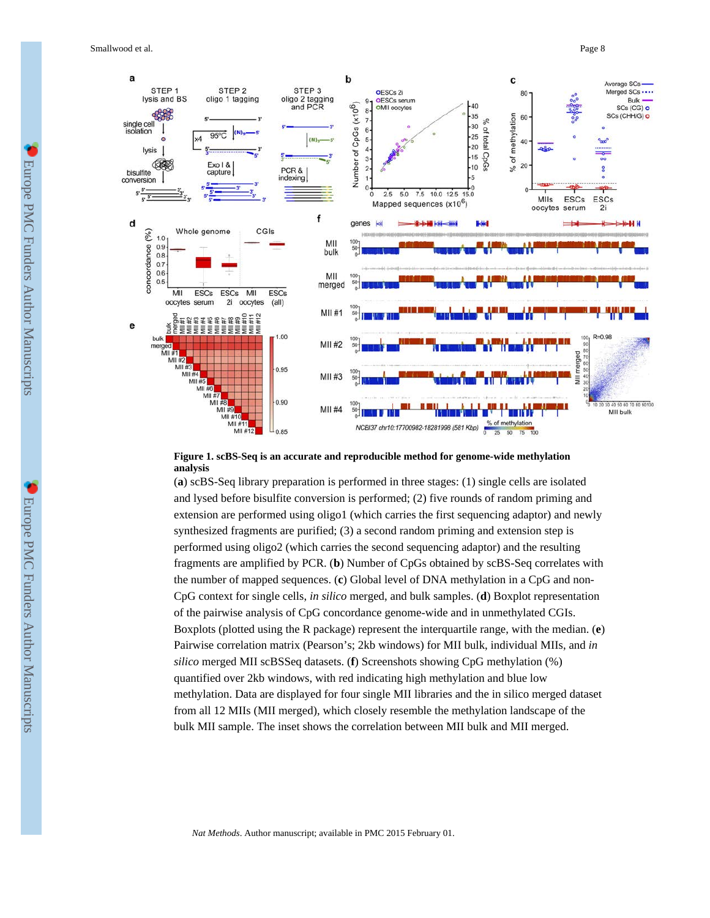**Figure 1. scBS-Seq is an accurate and reproducible method for genome-wide methylation analysis**

(**a**) scBS-Seq library preparation is performed in three stages: (1) single cells are isolated and lysed before bisulfite conversion is performed; (2) five rounds of random priming and extension are performed using oligo1 (which carries the first sequencing adaptor) and newly synthesized fragments are purified; (3) a second random priming and extension step is performed using oligo2 (which carries the second sequencing adaptor) and the resulting fragments are amplified by PCR. (**b**) Number of CpGs obtained by scBS-Seq correlates with the number of mapped sequences. (**c**) Global level of DNA methylation in a CpG and non-CpG context for single cells, *in silico* merged, and bulk samples. (**d**) Boxplot representation of the pairwise analysis of CpG concordance genome-wide and in unmethylated CGIs. Boxplots (plotted using the R package) represent the interquartile range, with the median. (**e**) Pairwise correlation matrix (Pearson's; 2kb windows) for MII bulk, individual MIIs, and *in silico* merged MII scBSSeq datasets. (**f**) Screenshots showing CpG methylation (%) quantified over 2kb windows, with red indicating high methylation and blue low methylation. Data are displayed for four single MII libraries and the in silico merged dataset from all 12 MIIs (MII merged), which closely resemble the methylation landscape of the bulk MII sample. The inset shows the correlation between MII bulk and MII merged.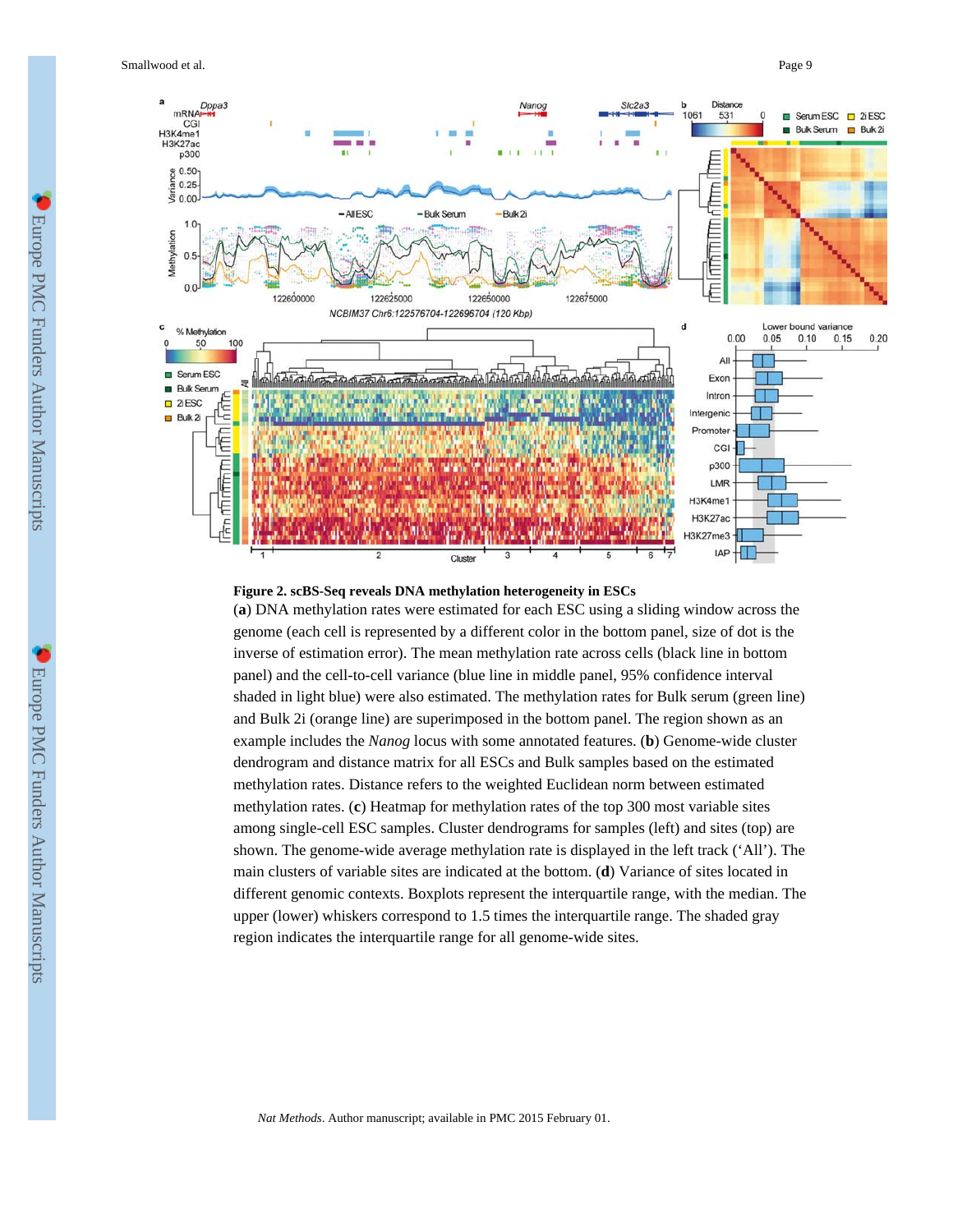a

Dppa3
mRNA
CGI
H3K4me1
H3K27ac
p300

Nanog

Slc2a3

Variance
0.50
0.25
0.00

— All ESC — Bulk Serum — Bulk 2i

Methylation
1.0
0.5
0.0

122600000 122625000 122650000 122675000

NCBIM37 Chr6:122576704-122696704 (120 Kbp)

b

Distance
1061 531 0

Serum ESC
Bulk Serum
2i ESC
Bulk 2i

c

% Methylation
0 50 100

Serum ESC
Bulk Serum
2i ESC
Bulk 2i

All

Cluster
1 2 3 4 5 6 7

d

Lower bound variance
0.00 0.05 0.10 0.15 0.20

All
Exon
Intron
Intergenic
Promoter
CGI
p300
LMR
H3K4me1
H3K27ac
H3K27me3
IAP

**Figure 2. scBS-Seq reveals DNA methylation heterogeneity in ESCs**

(**a**) DNA methylation rates were estimated for each ESC using a sliding window across the genome (each cell is represented by a different color in the bottom panel, size of dot is the inverse of estimation error). The mean methylation rate across cells (black line in bottom panel) and the cell-to-cell variance (blue line in middle panel, 95% confidence interval shaded in light blue) were also estimated. The methylation rates for Bulk serum (green line) and Bulk 2i (orange line) are superimposed in the bottom panel. The region shown as an example includes the *Nanog* locus with some annotated features. (**b**) Genome-wide cluster dendrogram and distance matrix for all ESCs and Bulk samples based on the estimated methylation rates. Distance refers to the weighted Euclidean norm between estimated methylation rates. (**c**) Heatmap for methylation rates of the top 300 most variable sites among single-cell ESC samples. Cluster dendrograms for samples (left) and sites (top) are shown. The genome-wide average methylation rate is displayed in the left track ('All'). The main clusters of variable sites are indicated at the bottom. (**d**) Variance of sites located in different genomic contexts. Boxplots represent the interquartile range, with the median. The upper (lower) whiskers correspond to 1.5 times the interquartile range. The shaded gray region indicates the interquartile range for all genome-wide sites.